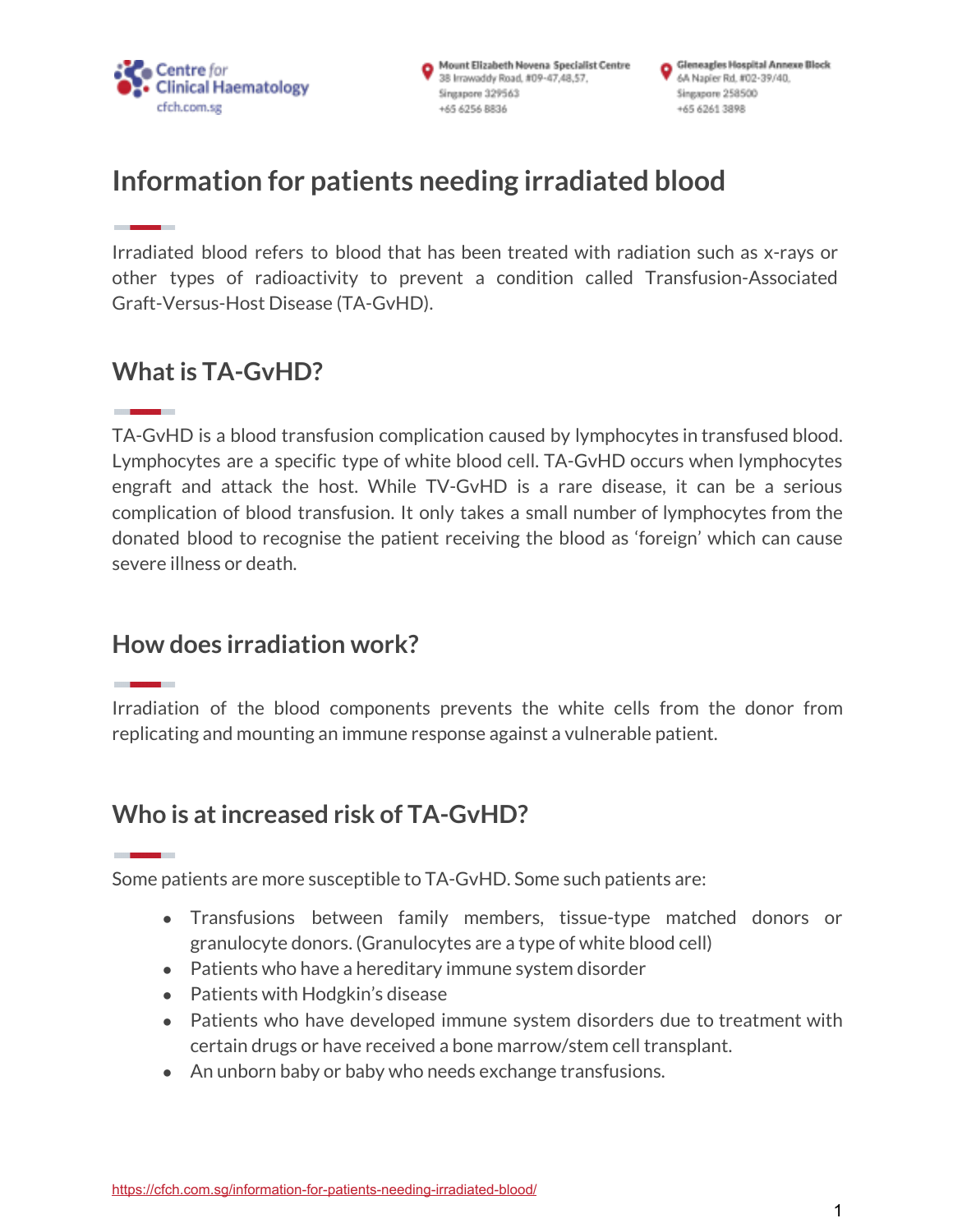# Information for patients needing irradiated blood

Irradiated blood refers to blood that has been treated with radiation such as x-rays or other types of radioactivity to prevent a condition called Transfusion-Associated Graft-Versus-Host Disease (TA-GvHD).

## What is TA-GvHD?

TA-GvHD is a blood transfusion complication caused by lymphocytes in transfused blood. Lymphocytes are a specific type of white blood cell. TA-GvHD occurs when lymphocytes engraft and attack the host. While TV-GvHD is a rare disease, it can be a serious complication of blood transfusion. It only takes a small number of lymphocytes from the donated blood to recognise the patient receiving the blood as 'foreign' which can cause severe illness or death.

## How does irradiation work?

Irradiation of the blood components prevents the white cells from the donor from replicating and mounting an immune response against a vulnerable patient.

## Who is at increased risk of TA-GvHD?

Some patients are more susceptible to TA-GvHD. Some such patients are:

- Transfusions between family members, tissue-type matched donors or granulocyte donors. (Granulocytes are a type of white blood cell)
- Patients who have a hereditary immune system disorder
- Patients with Hodgkin's disease
- Patients who have developed immune system disorders due to treatment with certain drugs or have received a bone marrow/stem cell transplant.
- An unborn baby or baby who needs exchange transfusions.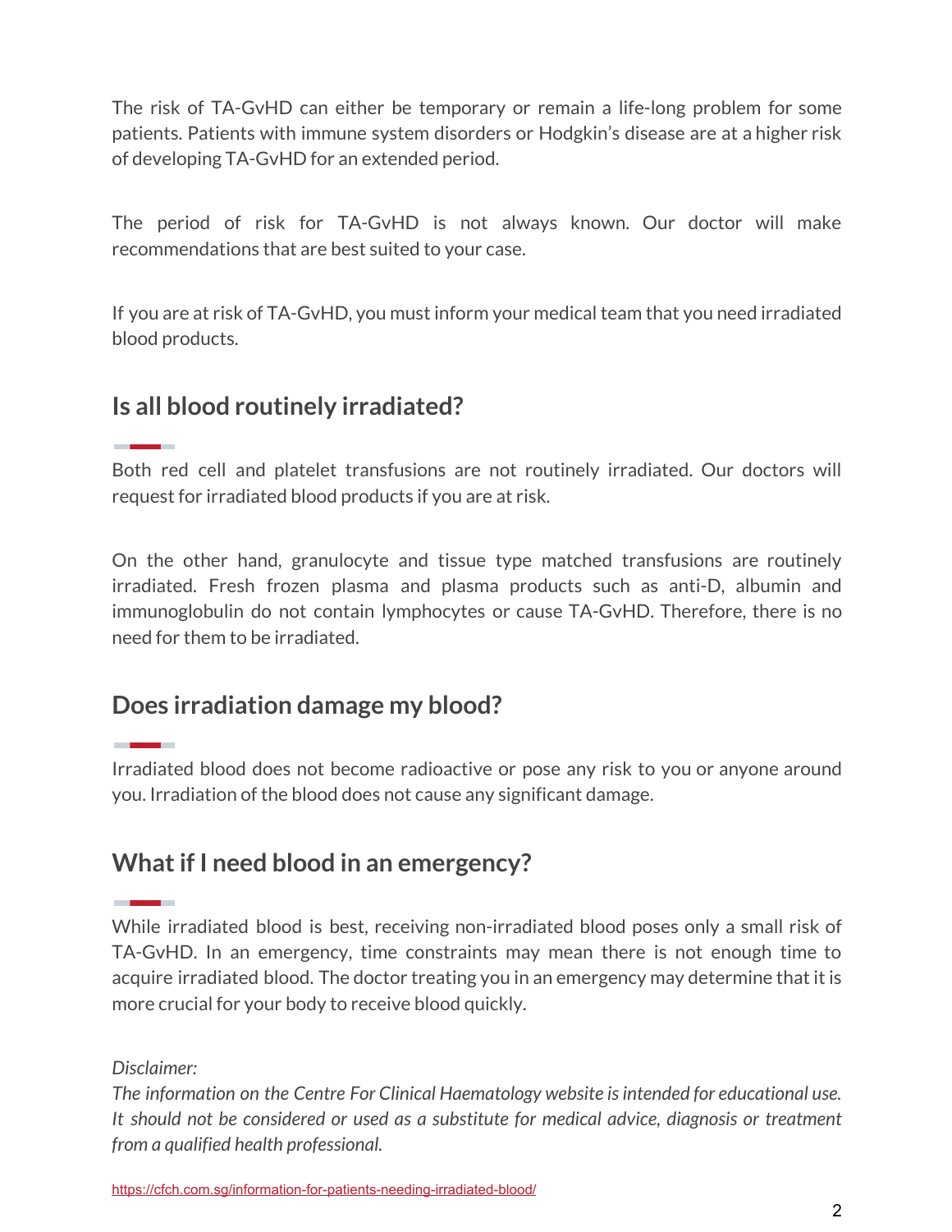The risk of TA-GvHD can either be temporary or remain a life-long problem for some patients. Patients with immune system disorders or Hodgkin's disease are at a higher risk of developing TA-GvHD for an extended period.

The period of risk for TA-GvHD is not always known. Our doctor will make recommendations that are best suited to your case.

If you are at risk of TA-GvHD, you must inform your medical team that you need irradiated blood products.

## Is all blood routinely irradiated?

Both red cell and platelet transfusions are not routinely irradiated. Our doctors will request for irradiated blood products if you are at risk.

On the other hand, granulocyte and tissue type matched transfusions are routinely irradiated. Fresh frozen plasma and plasma products such as anti-D, albumin and immunoglobulin do not contain lymphocytes or cause TA-GvHD. Therefore, there is no need for them to be irradiated.

## Does irradiation damage my blood?

Irradiated blood does not become radioactive or pose any risk to you or anyone around you. Irradiation of the blood does not cause any significant damage.

## What if I need blood in an emergency?

While irradiated blood is best, receiving non-irradiated blood poses only a small risk of TA-GvHD. In an emergency, time constraints may mean there is not enough time to acquire irradiated blood. The doctor treating you in an emergency may determine that it is more crucial for your body to receive blood quickly.

*Disclaimer:*
*The information on the Centre For Clinical Haematology website is intended for educational use. It should not be considered or used as a substitute for medical advice, diagnosis or treatment from a qualified health professional.*

https://cfch.com.sg/information-for-patients-needing-irradiated-blood/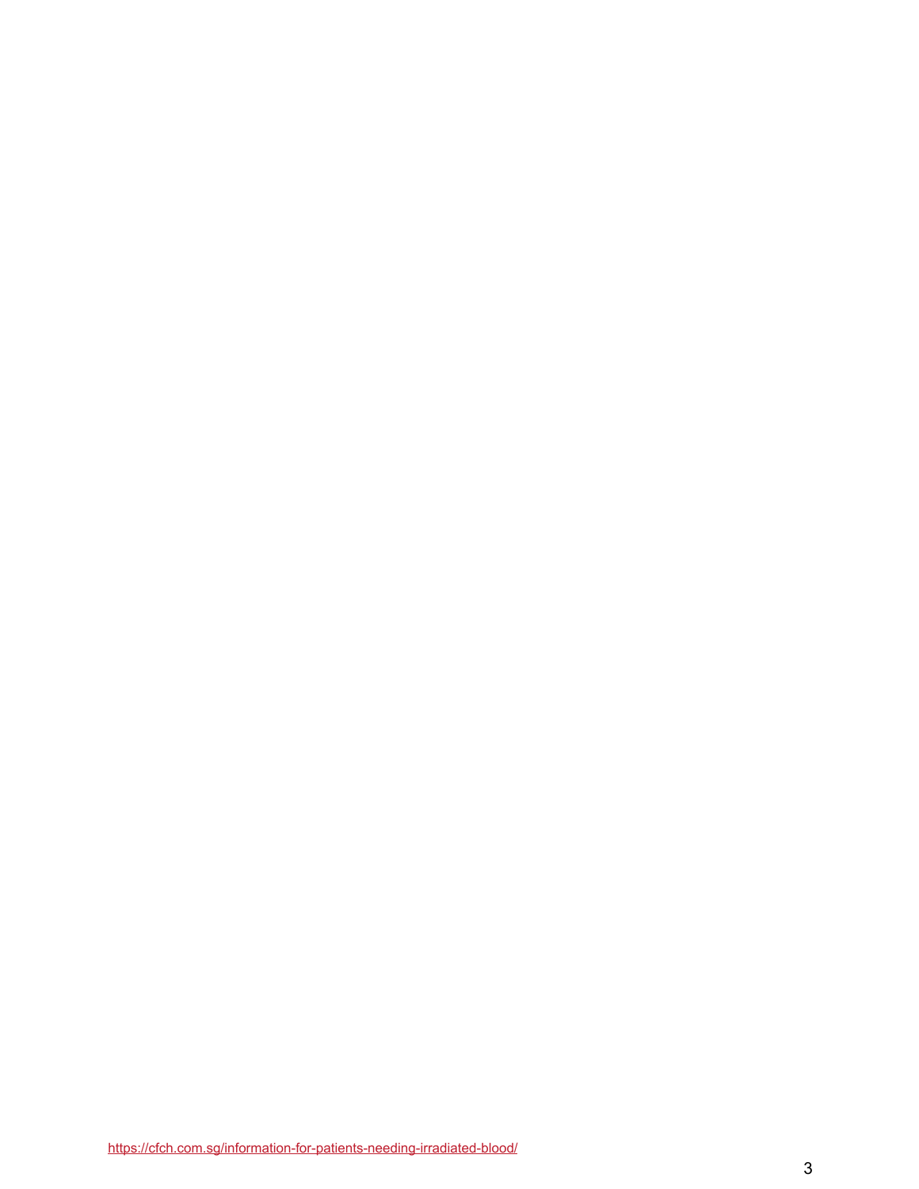https://cfch.com.sg/information-for-patients-needing-irradiated-blood/